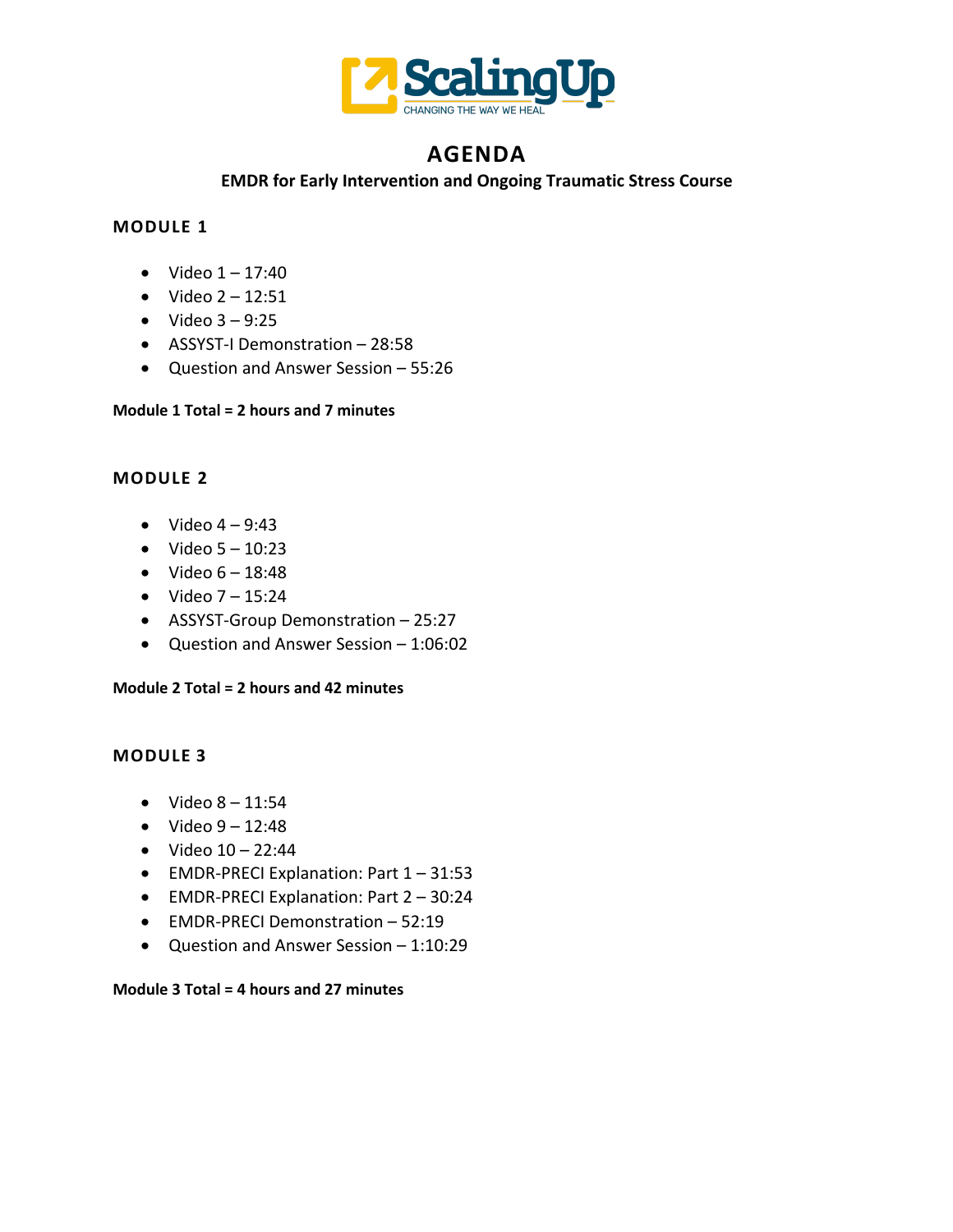# AGENDA

## EMDR for Early Intervention and Ongoing Traumatic Stress Course

### MODULE 1

- Video 1 – 17:40
- Video 2 – 12:51
- Video 3 – 9:25
- ASSYST-I Demonstration – 28:58
- Question and Answer Session – 55:26

**Module 1 Total = 2 hours and 7 minutes**

### MODULE 2

- Video 4 – 9:43
- Video 5 – 10:23
- Video 6 – 18:48
- Video 7 – 15:24
- ASSYST-Group Demonstration – 25:27
- Question and Answer Session – 1:06:02

**Module 2 Total = 2 hours and 42 minutes**

### MODULE 3

- Video 8 – 11:54
- Video 9 – 12:48
- Video 10 – 22:44
- EMDR-PRECI Explanation: Part 1 – 31:53
- EMDR-PRECI Explanation: Part 2 – 30:24
- EMDR-PRECI Demonstration – 52:19
- Question and Answer Session – 1:10:29

**Module 3 Total = 4 hours and 27 minutes**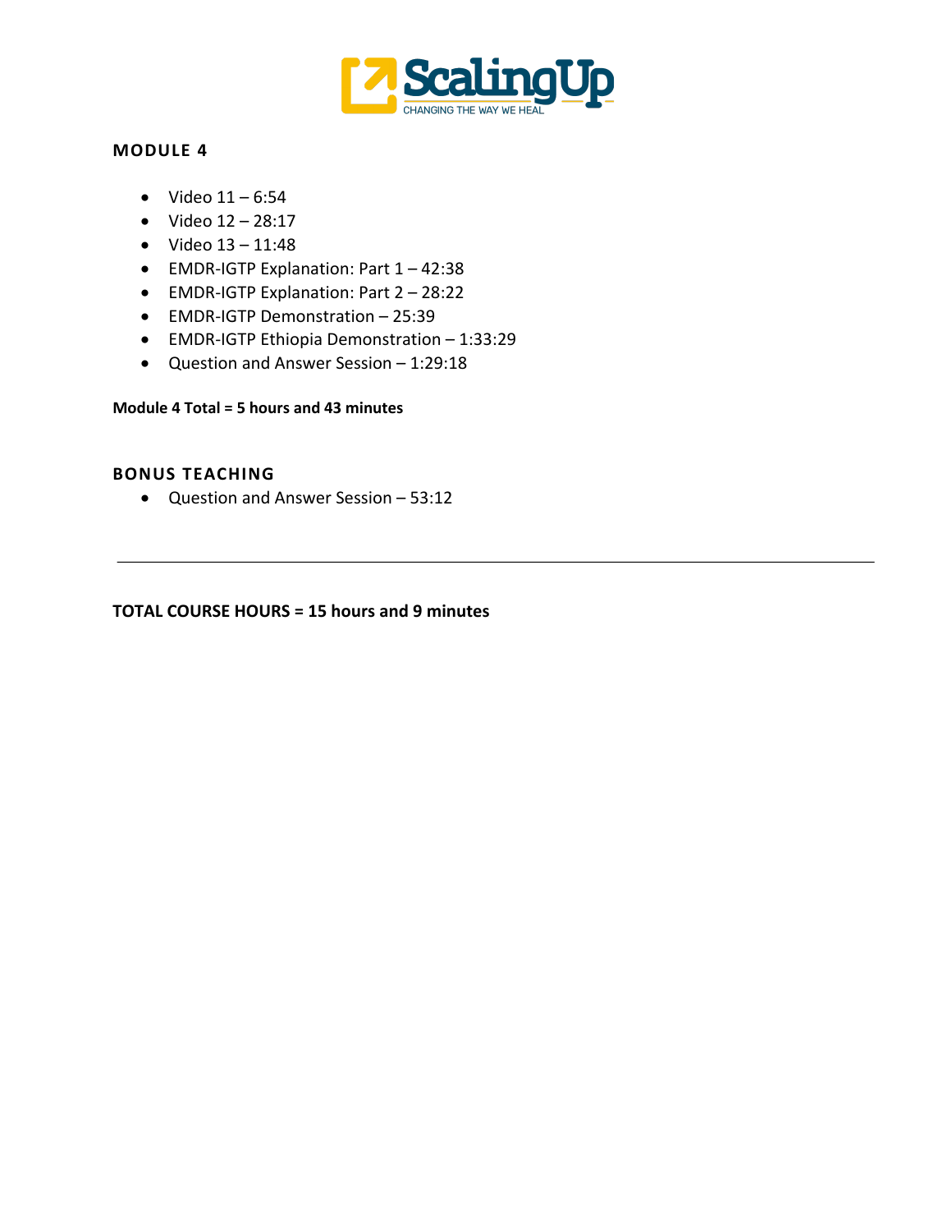## MODULE 4

- Video 11 – 6:54
- Video 12 – 28:17
- Video 13 – 11:48
- EMDR-IGTP Explanation: Part 1 – 42:38
- EMDR-IGTP Explanation: Part 2 – 28:22
- EMDR-IGTP Demonstration – 25:39
- EMDR-IGTP Ethiopia Demonstration – 1:33:29
- Question and Answer Session – 1:29:18

**Module 4 Total = 5 hours and 43 minutes**

## BONUS TEACHING

- Question and Answer Session – 53:12

---

**TOTAL COURSE HOURS = 15 hours and 9 minutes**